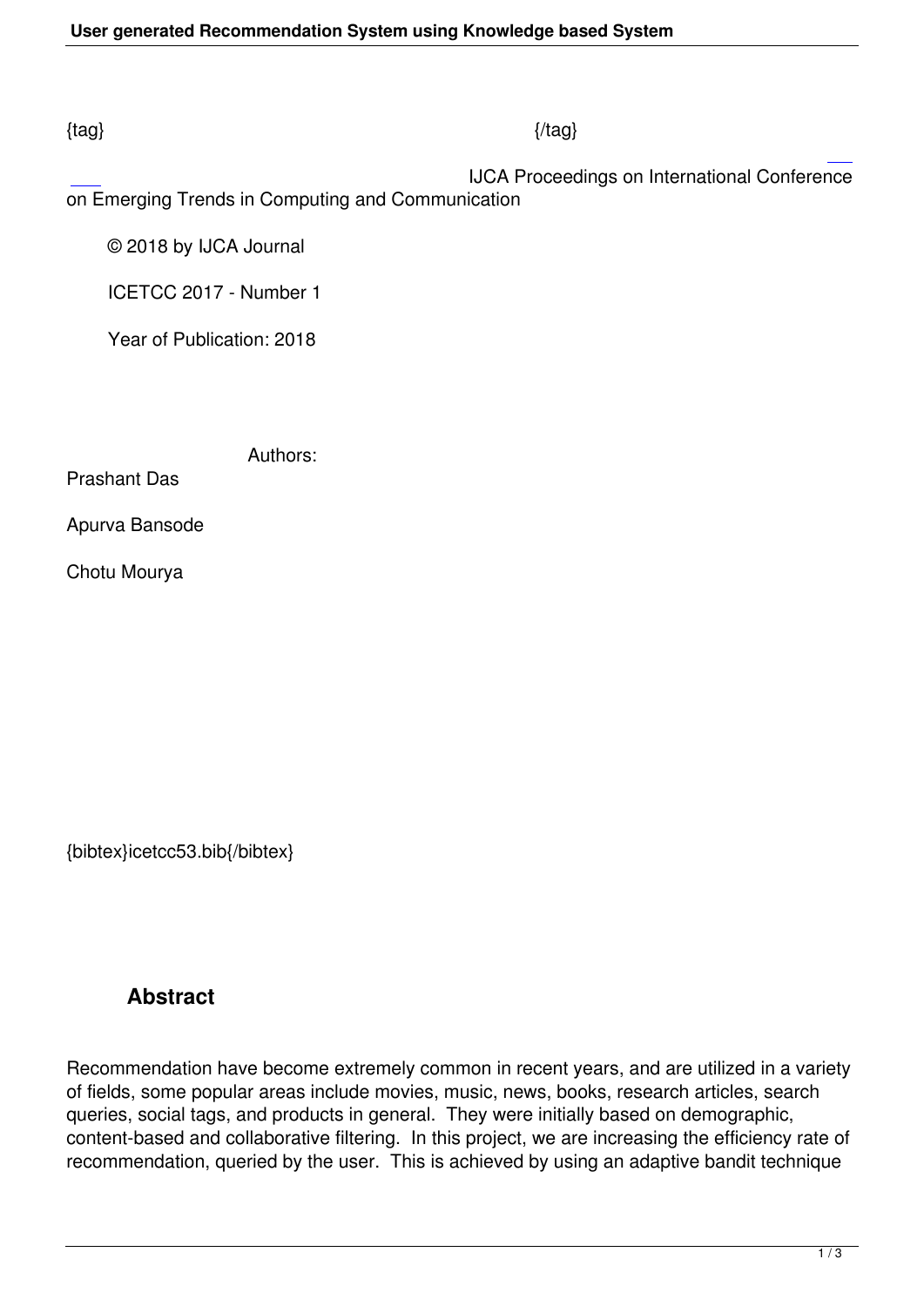{tag} {/tag}

IJCA Proceedings on International Conference on Emerging Trends in Computing and Communication

© 2018 by IJCA Journal

ICETCC 2017 - Number 1

Year of Publication: 2018

Authors:

Prashant Das

Apurva Bansode

Chotu Mourya

{bibtex}icetcc53.bib{/bibtex}

## Abstract

Recommendation have become extremely common in recent years, and are utilized in a variety of fields, some popular areas include movies, music, news, books, research articles, search queries, social tags, and products in general. They were initially based on demographic, content-based and collaborative filtering. In this project, we are increasing the efficiency rate of recommendation, queried by the user. This is achieved by using an adaptive bandit technique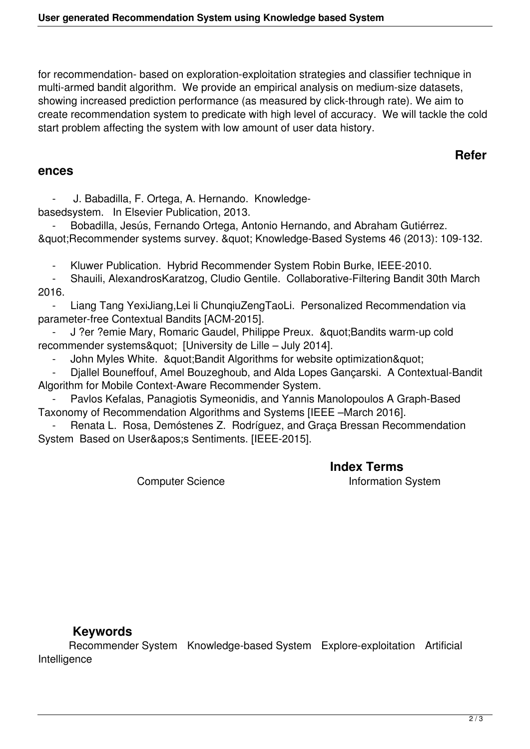for recommendation- based on exploration-exploitation strategies and classifier technique in multi-armed bandit algorithm. We provide an empirical analysis on medium-size datasets, showing increased prediction performance (as measured by click-through rate). We aim to create recommendation system to predicate with high level of accuracy. We will tackle the cold start problem affecting the system with low amount of user data history.

## References

- J. Babadilla, F. Ortega, A. Hernando. Knowledge-basedsystem. In Elsevier Publication, 2013.
- Bobadilla, Jesús, Fernando Ortega, Antonio Hernando, and Abraham Gutiérrez. &quot;Recommender systems survey. &quot; Knowledge-Based Systems 46 (2013): 109-132.
- Kluwer Publication. Hybrid Recommender System Robin Burke, IEEE-2010.
- Shauili, AlexandrosKaratzog, Cludio Gentile. Collaborative-Filtering Bandit 30th March 2016.
- Liang Tang YexiJiang,Lei li ChunqiuZengTaoLi. Personalized Recommendation via parameter-free Contextual Bandits [ACM-2015].
- J ?er ?emie Mary, Romaric Gaudel, Philippe Preux. &quot;Bandits warm-up cold recommender systems&quot; [University de Lille – July 2014].
- John Myles White. &quot;Bandit Algorithms for website optimization&quot;
- Djallel Bouneffouf, Amel Bouzeghoub, and Alda Lopes Gançarski. A Contextual-Bandit Algorithm for Mobile Context-Aware Recommender System.
- Pavlos Kefalas, Panagiotis Symeonidis, and Yannis Manolopoulos A Graph-Based Taxonomy of Recommendation Algorithms and Systems [IEEE –March 2016].
- Renata L. Rosa, Demóstenes Z. Rodríguez, and Graça Bressan Recommendation System Based on User&apos;s Sentiments. [IEEE-2015].

## Index Terms

Computer Science Information System

## Keywords

Recommender System Knowledge-based System Explore-exploitation Artificial Intelligence